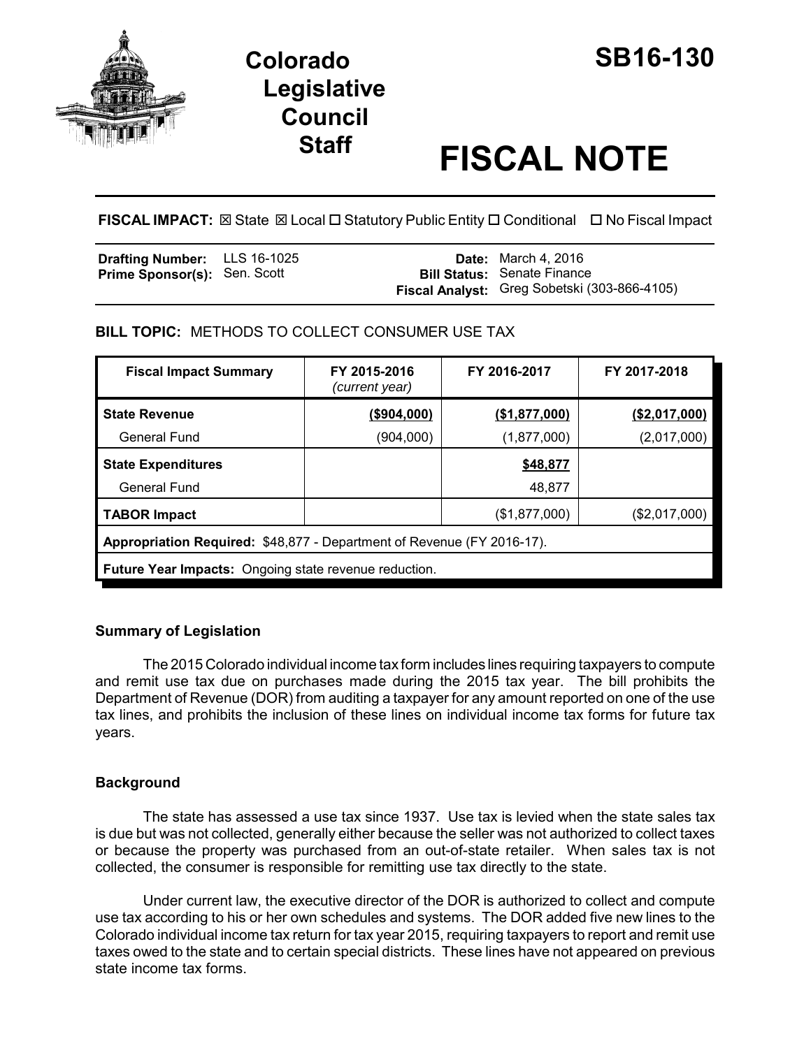# Colorado Legislative Council Staff

# SB16-130

# FISCAL NOTE

**FISCAL IMPACT:** ☒ State ☒ Local ☐ Statutory Public Entity ☐ Conditional ☐ No Fiscal Impact

| | | | |
|---|---|---|---|
| **Drafting Number:** | LLS 16-1025 | **Date:** | March 4, 2016 |
| **Prime Sponsor(s):** | Sen. Scott | **Bill Status:** | Senate Finance |
| | | **Fiscal Analyst:** | Greg Sobetski (303-866-4105) |

**BILL TOPIC:** METHODS TO COLLECT CONSUMER USE TAX

| Fiscal Impact Summary | FY 2015-2016 *(current year)* | FY 2016-2017 | FY 2017-2018 |
|---|---|---|---|
| **State Revenue** | **($904,000)** | **($1,877,000)** | **($2,017,000)** |
| General Fund | (904,000) | (1,877,000) | (2,017,000) |
| **State Expenditures** | | **$48,877** | |
| General Fund | | 48,877 | |
| **TABOR Impact** | | ($1,877,000) | ($2,017,000) |
| **Appropriation Required:** $48,877 - Department of Revenue (FY 2016-17). | | | |
| **Future Year Impacts:** Ongoing state revenue reduction. | | | |

### Summary of Legislation

The 2015 Colorado individual income tax form includes lines requiring taxpayers to compute and remit use tax due on purchases made during the 2015 tax year. The bill prohibits the Department of Revenue (DOR) from auditing a taxpayer for any amount reported on one of the use tax lines, and prohibits the inclusion of these lines on individual income tax forms for future tax years.

### Background

The state has assessed a use tax since 1937. Use tax is levied when the state sales tax is due but was not collected, generally either because the seller was not authorized to collect taxes or because the property was purchased from an out-of-state retailer. When sales tax is not collected, the consumer is responsible for remitting use tax directly to the state.

Under current law, the executive director of the DOR is authorized to collect and compute use tax according to his or her own schedules and systems. The DOR added five new lines to the Colorado individual income tax return for tax year 2015, requiring taxpayers to report and remit use taxes owed to the state and to certain special districts. These lines have not appeared on previous state income tax forms.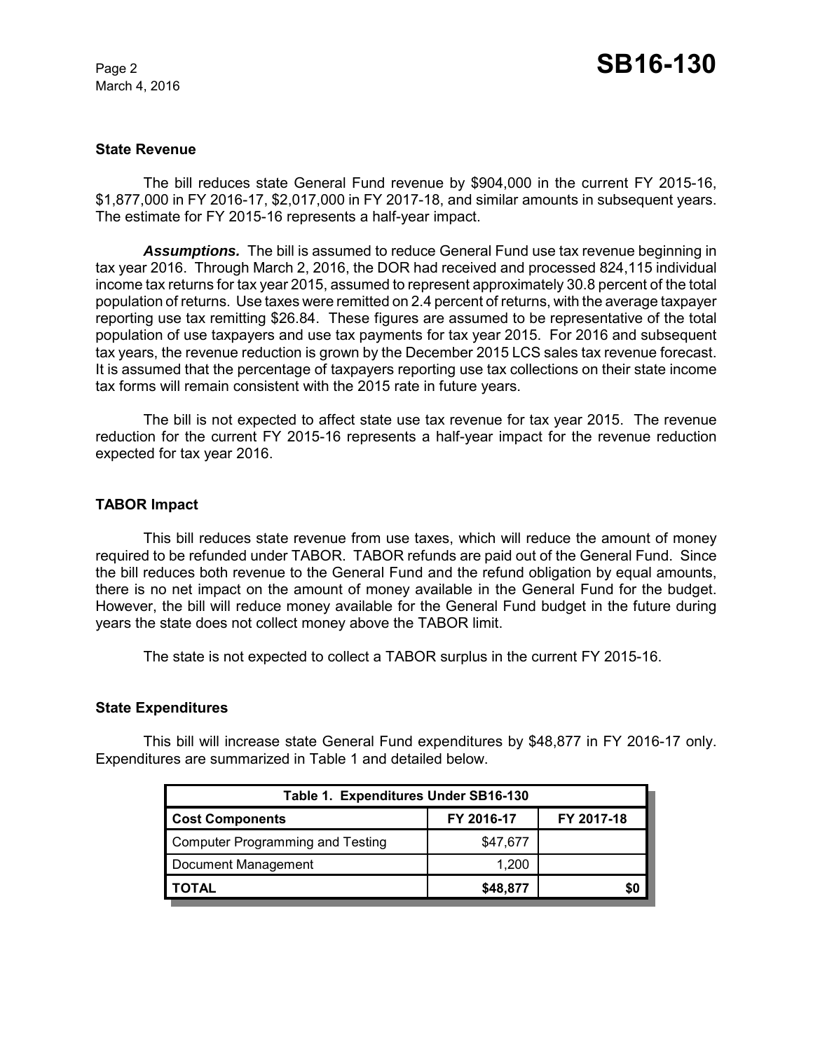## State Revenue

The bill reduces state General Fund revenue by $904,000 in the current FY 2015-16, $1,877,000 in FY 2016-17, $2,017,000 in FY 2017-18, and similar amounts in subsequent years. The estimate for FY 2015-16 represents a half-year impact.

***Assumptions.*** The bill is assumed to reduce General Fund use tax revenue beginning in tax year 2016. Through March 2, 2016, the DOR had received and processed 824,115 individual income tax returns for tax year 2015, assumed to represent approximately 30.8 percent of the total population of returns. Use taxes were remitted on 2.4 percent of returns, with the average taxpayer reporting use tax remitting $26.84. These figures are assumed to be representative of the total population of use taxpayers and use tax payments for tax year 2015. For 2016 and subsequent tax years, the revenue reduction is grown by the December 2015 LCS sales tax revenue forecast. It is assumed that the percentage of taxpayers reporting use tax collections on their state income tax forms will remain consistent with the 2015 rate in future years.

The bill is not expected to affect state use tax revenue for tax year 2015. The revenue reduction for the current FY 2015-16 represents a half-year impact for the revenue reduction expected for tax year 2016.

## TABOR Impact

This bill reduces state revenue from use taxes, which will reduce the amount of money required to be refunded under TABOR. TABOR refunds are paid out of the General Fund. Since the bill reduces both revenue to the General Fund and the refund obligation by equal amounts, there is no net impact on the amount of money available in the General Fund for the budget. However, the bill will reduce money available for the General Fund budget in the future during years the state does not collect money above the TABOR limit.

The state is not expected to collect a TABOR surplus in the current FY 2015-16.

## State Expenditures

This bill will increase state General Fund expenditures by $48,877 in FY 2016-17 only. Expenditures are summarized in Table 1 and detailed below.

| Table 1. Expenditures Under SB16-130 | | |
|---|---|---|
| **Cost Components** | **FY 2016-17** | **FY 2017-18** |
| Computer Programming and Testing | $47,677 | |
| Document Management | 1,200 | |
| **TOTAL** | **$48,877** | **$0** |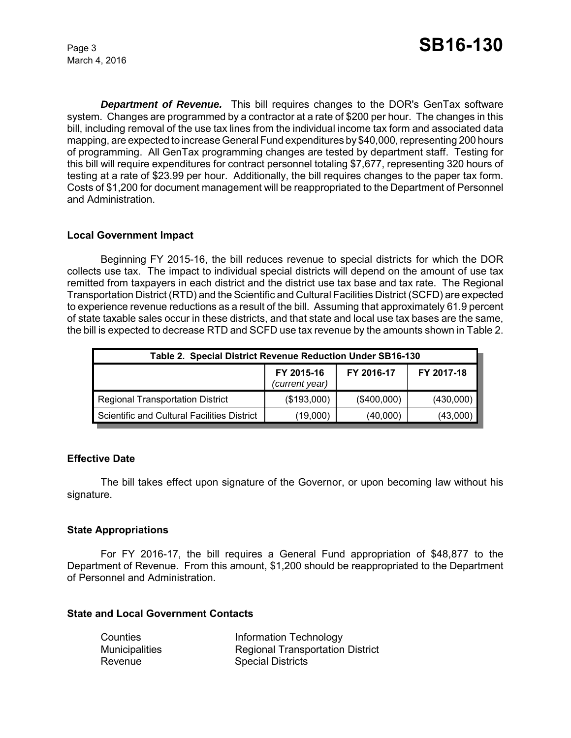***Department of Revenue.*** This bill requires changes to the DOR's GenTax software system. Changes are programmed by a contractor at a rate of $200 per hour. The changes in this bill, including removal of the use tax lines from the individual income tax form and associated data mapping, are expected to increase General Fund expenditures by $40,000, representing 200 hours of programming. All GenTax programming changes are tested by department staff. Testing for this bill will require expenditures for contract personnel totaling $7,677, representing 320 hours of testing at a rate of $23.99 per hour. Additionally, the bill requires changes to the paper tax form. Costs of $1,200 for document management will be reappropriated to the Department of Personnel and Administration.

### Local Government Impact

Beginning FY 2015-16, the bill reduces revenue to special districts for which the DOR collects use tax. The impact to individual special districts will depend on the amount of use tax remitted from taxpayers in each district and the district use tax base and tax rate. The Regional Transportation District (RTD) and the Scientific and Cultural Facilities District (SCFD) are expected to experience revenue reductions as a result of the bill. Assuming that approximately 61.9 percent of state taxable sales occur in these districts, and that state and local use tax bases are the same, the bill is expected to decrease RTD and SCFD use tax revenue by the amounts shown in Table 2.

**Table 2. Special District Revenue Reduction Under SB16-130**

| | FY 2015-16 *(current year)* | FY 2016-17 | FY 2017-18 |
|---|---|---|---|
| Regional Transportation District | ($193,000) | ($400,000) | (430,000) |
| Scientific and Cultural Facilities District | (19,000) | (40,000) | (43,000) |

### Effective Date

The bill takes effect upon signature of the Governor, or upon becoming law without his signature.

### State Appropriations

For FY 2016-17, the bill requires a General Fund appropriation of $48,877 to the Department of Revenue. From this amount, $1,200 should be reappropriated to the Department of Personnel and Administration.

### State and Local Government Contacts

| | |
|---|---|
| Counties | Information Technology |
| Municipalities | Regional Transportation District |
| Revenue | Special Districts |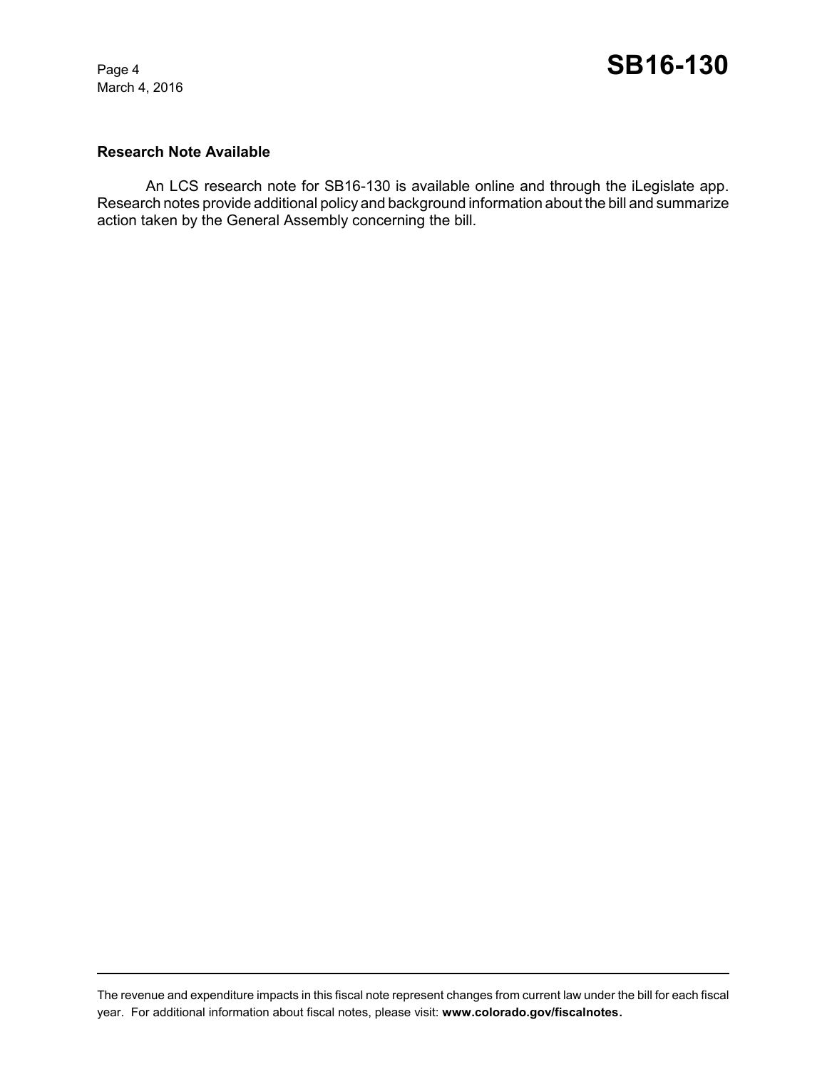**Research Note Available**

An LCS research note for SB16-130 is available online and through the iLegislate app. Research notes provide additional policy and background information about the bill and summarize action taken by the General Assembly concerning the bill.

The revenue and expenditure impacts in this fiscal note represent changes from current law under the bill for each fiscal year. For additional information about fiscal notes, please visit: **www.colorado.gov/fiscalnotes.**